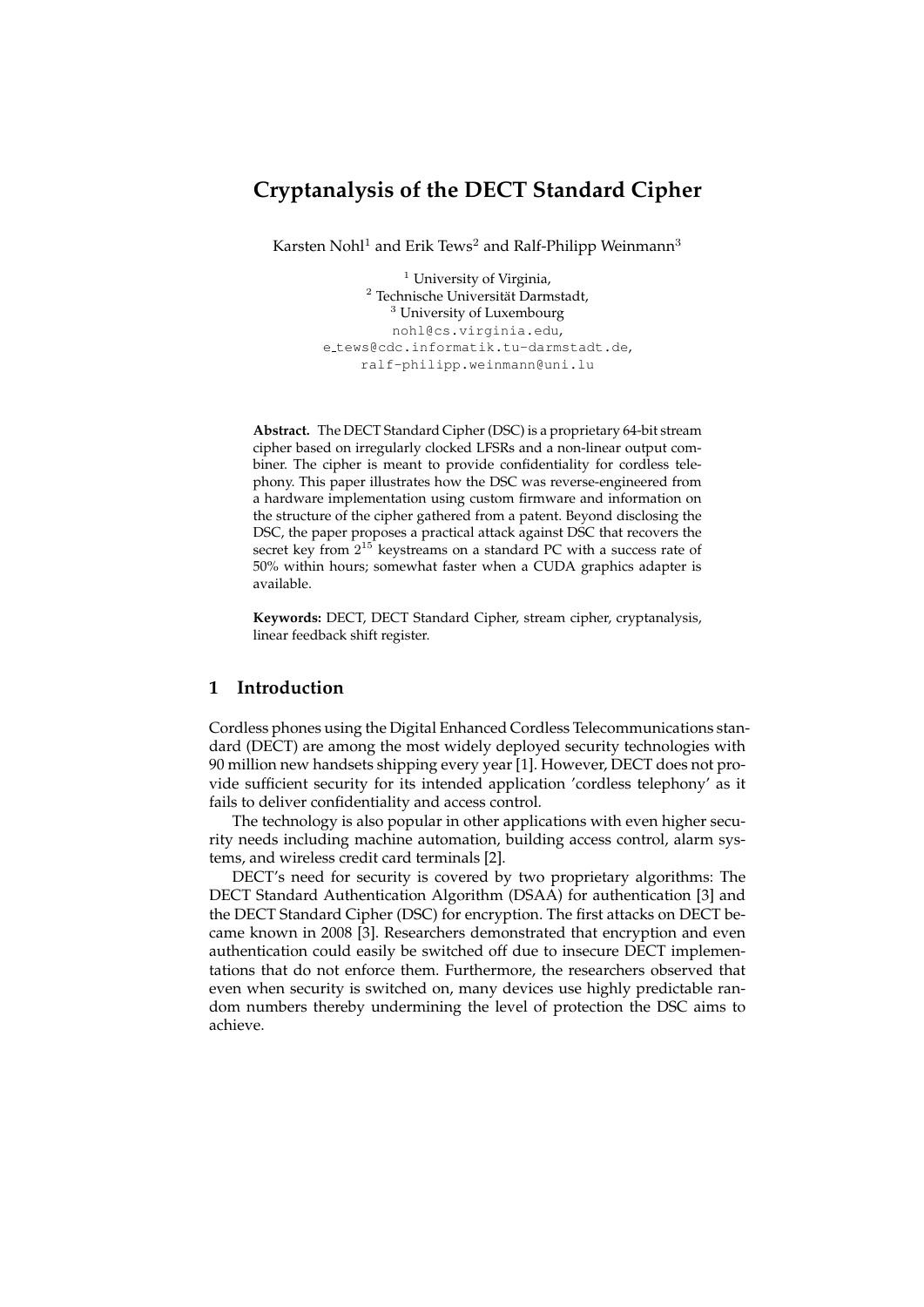# Cryptanalysis of the DECT Standard Cipher

Karsten Nohl[1] and Erik Tews[2] and Ralf-Philipp Weinmann[3]

[1] University of Virginia,
[2] Technische Universität Darmstadt,
[3] University of Luxembourg
nohl@cs.virginia.edu,
e_tews@cdc.informatik.tu-darmstadt.de,
ralf-philipp.weinmann@uni.lu

**Abstract.** The DECT Standard Cipher (DSC) is a proprietary 64-bit stream cipher based on irregularly clocked LFSRs and a non-linear output combiner. The cipher is meant to provide confidentiality for cordless telephony. This paper illustrates how the DSC was reverse-engineered from a hardware implementation using custom firmware and information on the structure of the cipher gathered from a patent. Beyond disclosing the DSC, the paper proposes a practical attack against DSC that recovers the secret key from $2^{15}$ keystreams on a standard PC with a success rate of 50% within hours; somewhat faster when a CUDA graphics adapter is available.

**Keywords:** DECT, DECT Standard Cipher, stream cipher, cryptanalysis, linear feedback shift register.

## 1 Introduction

Cordless phones using the Digital Enhanced Cordless Telecommunications standard (DECT) are among the most widely deployed security technologies with 90 million new handsets shipping every year [1]. However, DECT does not provide sufficient security for its intended application 'cordless telephony' as it fails to deliver confidentiality and access control.

The technology is also popular in other applications with even higher security needs including machine automation, building access control, alarm systems, and wireless credit card terminals [2].

DECT's need for security is covered by two proprietary algorithms: The DECT Standard Authentication Algorithm (DSAA) for authentication [3] and the DECT Standard Cipher (DSC) for encryption. The first attacks on DECT became known in 2008 [3]. Researchers demonstrated that encryption and even authentication could easily be switched off due to insecure DECT implementations that do not enforce them. Furthermore, the researchers observed that even when security is switched on, many devices use highly predictable random numbers thereby undermining the level of protection the DSC aims to achieve.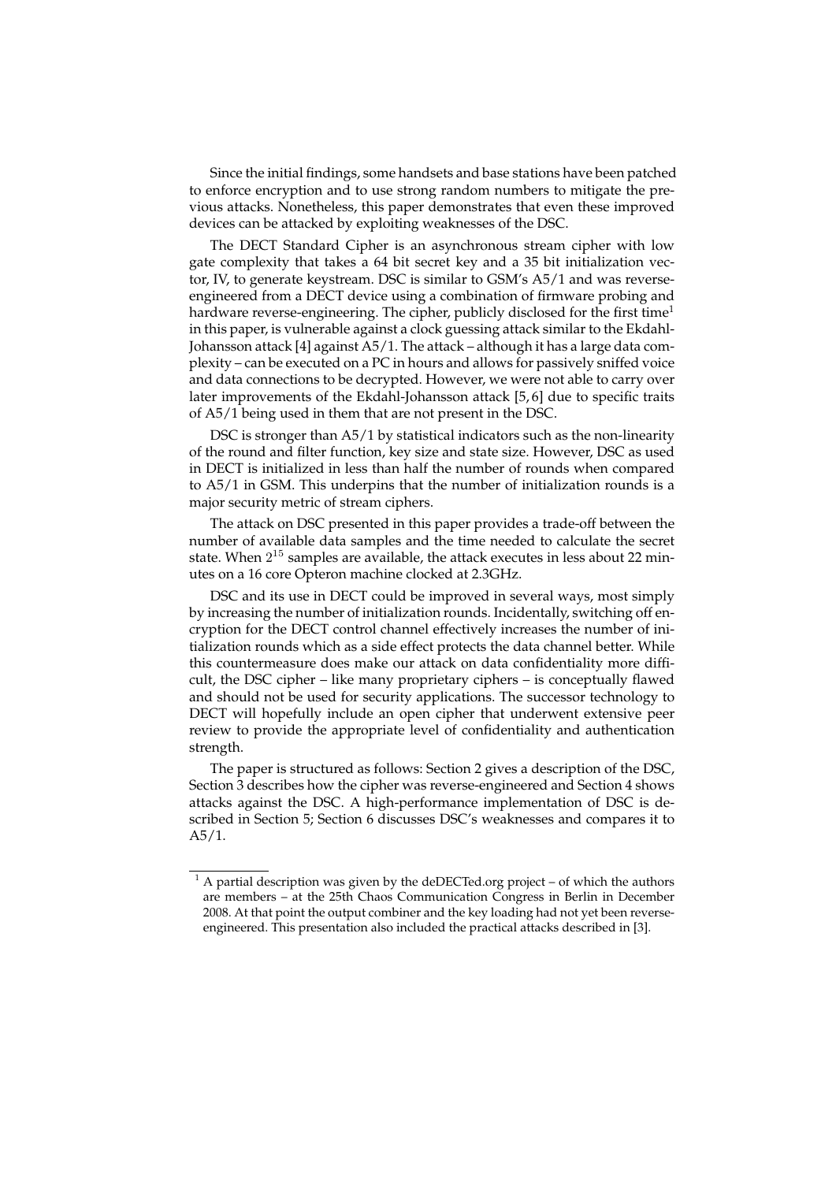Since the initial findings, some handsets and base stations have been patched to enforce encryption and to use strong random numbers to mitigate the previous attacks. Nonetheless, this paper demonstrates that even these improved devices can be attacked by exploiting weaknesses of the DSC.

The DECT Standard Cipher is an asynchronous stream cipher with low gate complexity that takes a 64 bit secret key and a 35 bit initialization vector, IV, to generate keystream. DSC is similar to GSM's A5/1 and was reverse-engineered from a DECT device using a combination of firmware probing and hardware reverse-engineering. The cipher, publicly disclosed for the first time[1] in this paper, is vulnerable against a clock guessing attack similar to the Ekdahl-Johansson attack [4] against A5/1. The attack – although it has a large data complexity – can be executed on a PC in hours and allows for passively sniffed voice and data connections to be decrypted. However, we were not able to carry over later improvements of the Ekdahl-Johansson attack [5, 6] due to specific traits of A5/1 being used in them that are not present in the DSC.

DSC is stronger than A5/1 by statistical indicators such as the non-linearity of the round and filter function, key size and state size. However, DSC as used in DECT is initialized in less than half the number of rounds when compared to A5/1 in GSM. This underpins that the number of initialization rounds is a major security metric of stream ciphers.

The attack on DSC presented in this paper provides a trade-off between the number of available data samples and the time needed to calculate the secret state. When $2^{15}$ samples are available, the attack executes in less about 22 minutes on a 16 core Opteron machine clocked at 2.3GHz.

DSC and its use in DECT could be improved in several ways, most simply by increasing the number of initialization rounds. Incidentally, switching off encryption for the DECT control channel effectively increases the number of initialization rounds which as a side effect protects the data channel better. While this countermeasure does make our attack on data confidentiality more difficult, the DSC cipher – like many proprietary ciphers – is conceptually flawed and should not be used for security applications. The successor technology to DECT will hopefully include an open cipher that underwent extensive peer review to provide the appropriate level of confidentiality and authentication strength.

The paper is structured as follows: Section 2 gives a description of the DSC, Section 3 describes how the cipher was reverse-engineered and Section 4 shows attacks against the DSC. A high-performance implementation of DSC is described in Section 5; Section 6 discusses DSC's weaknesses and compares it to A5/1.

[1] A partial description was given by the deDECTed.org project – of which the authors are members – at the 25th Chaos Communication Congress in Berlin in December 2008. At that point the output combiner and the key loading had not yet been reverse-engineered. This presentation also included the practical attacks described in [3].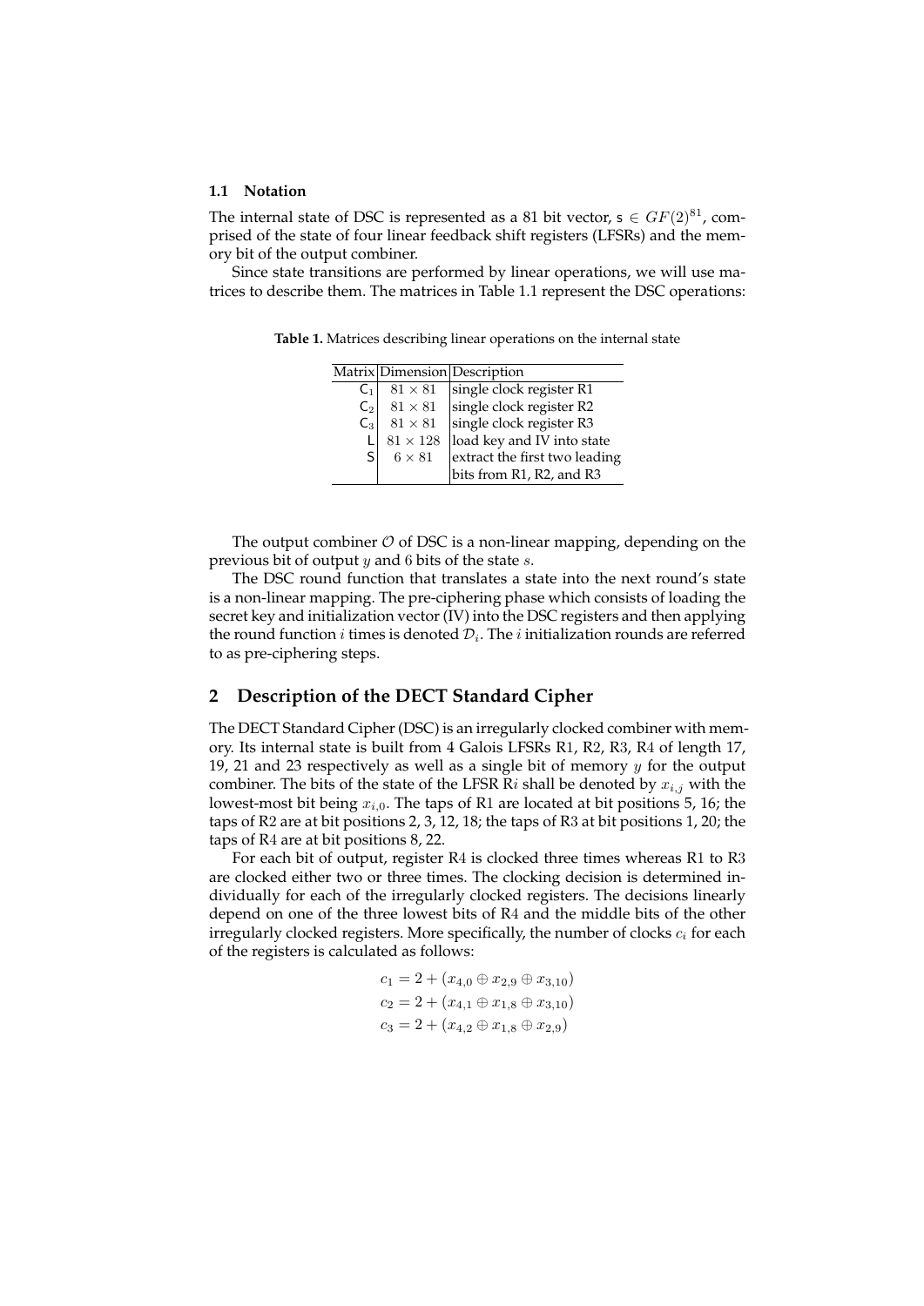### 1.1 Notation

The internal state of DSC is represented as a 81 bit vector, $\mathsf{s} \in GF(2)^{81}$, comprised of the state of four linear feedback shift registers (LFSRs) and the memory bit of the output combiner.

Since state transitions are performed by linear operations, we will use matrices to describe them. The matrices in Table 1.1 represent the DSC operations:

**Table 1.** Matrices describing linear operations on the internal state

| Matrix | Dimension | Description |
|---|---|---|
| $\mathsf{C}_1$ | $81 \times 81$ | single clock register R1 |
| $\mathsf{C}_2$ | $81 \times 81$ | single clock register R2 |
| $\mathsf{C}_3$ | $81 \times 81$ | single clock register R3 |
| $\mathsf{L}$ | $81 \times 128$ | load key and IV into state |
| $\mathsf{S}$ | $6 \times 81$ | extract the first two leading bits from R1, R2, and R3 |

The output combiner $\mathcal{O}$ of DSC is a non-linear mapping, depending on the previous bit of output $y$ and $6$ bits of the state $s$.

The DSC round function that translates a state into the next round's state is a non-linear mapping. The pre-ciphering phase which consists of loading the secret key and initialization vector (IV) into the DSC registers and then applying the round function $i$ times is denoted $\mathcal{D}_i$. The $i$ initialization rounds are referred to as pre-ciphering steps.

## 2 Description of the DECT Standard Cipher

The DECT Standard Cipher (DSC) is an irregularly clocked combiner with memory. Its internal state is built from 4 Galois LFSRs R1, R2, R3, R4 of length 17, 19, 21 and 23 respectively as well as a single bit of memory $y$ for the output combiner. The bits of the state of the LFSR R$i$ shall be denoted by $x_{i,j}$ with the lowest-most bit being $x_{i,0}$. The taps of R1 are located at bit positions 5, 16; the taps of R2 are at bit positions 2, 3, 12, 18; the taps of R3 at bit positions 1, 20; the taps of R4 are at bit positions 8, 22.

For each bit of output, register R4 is clocked three times whereas R1 to R3 are clocked either two or three times. The clocking decision is determined individually for each of the irregularly clocked registers. The decisions linearly depend on one of the three lowest bits of R4 and the middle bits of the other irregularly clocked registers. More specifically, the number of clocks $c_i$ for each of the registers is calculated as follows:

$$c_1 = 2 + (x_{4,0} \oplus x_{2,9} \oplus x_{3,10})$$
$$c_2 = 2 + (x_{4,1} \oplus x_{1,8} \oplus x_{3,10})$$
$$c_3 = 2 + (x_{4,2} \oplus x_{1,8} \oplus x_{2,9})$$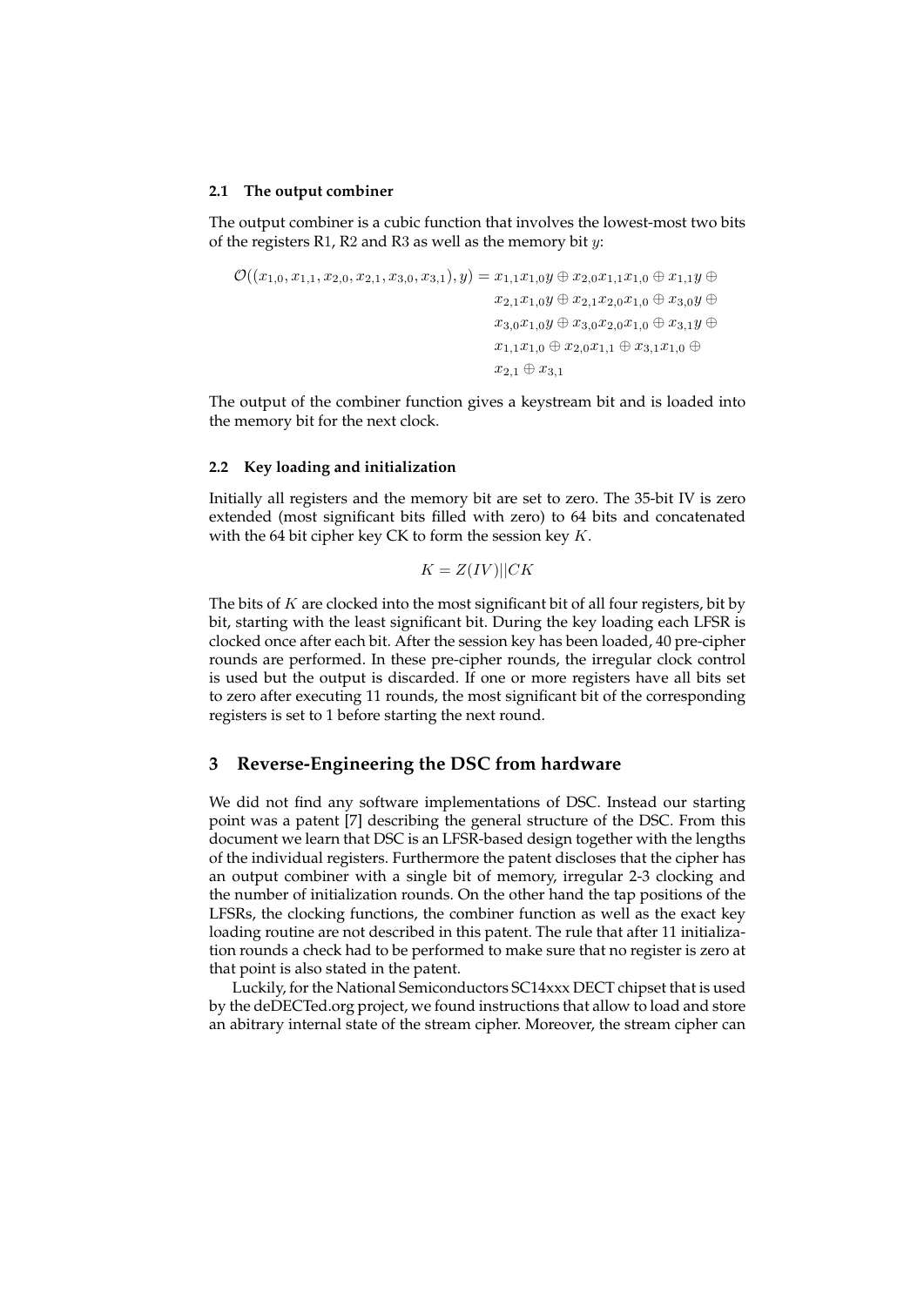### 2.1 The output combiner

The output combiner is a cubic function that involves the lowest-most two bits of the registers R1, R2 and R3 as well as the memory bit $y$:

$$
\begin{aligned}
\mathcal{O}((x_{1,0}, x_{1,1}, x_{2,0}, x_{2,1}, x_{3,0}, x_{3,1}), y) = {} & x_{1,1}x_{1,0}y \oplus x_{2,0}x_{1,1}x_{1,0} \oplus x_{1,1}y \oplus \\
& x_{2,1}x_{1,0}y \oplus x_{2,1}x_{2,0}x_{1,0} \oplus x_{3,0}y \oplus \\
& x_{3,0}x_{1,0}y \oplus x_{3,0}x_{2,0}x_{1,0} \oplus x_{3,1}y \oplus \\
& x_{1,1}x_{1,0} \oplus x_{2,0}x_{1,1} \oplus x_{3,1}x_{1,0} \oplus \\
& x_{2,1} \oplus x_{3,1}
\end{aligned}
$$

The output of the combiner function gives a keystream bit and is loaded into the memory bit for the next clock.

### 2.2 Key loading and initialization

Initially all registers and the memory bit are set to zero. The 35-bit IV is zero extended (most significant bits filled with zero) to 64 bits and concatenated with the 64 bit cipher key CK to form the session key $K$.

$$K = Z(IV)||CK$$

The bits of $K$ are clocked into the most significant bit of all four registers, bit by bit, starting with the least significant bit. During the key loading each LFSR is clocked once after each bit. After the session key has been loaded, 40 pre-cipher rounds are performed. In these pre-cipher rounds, the irregular clock control is used but the output is discarded. If one or more registers have all bits set to zero after executing 11 rounds, the most significant bit of the corresponding registers is set to 1 before starting the next round.

## 3 Reverse-Engineering the DSC from hardware

We did not find any software implementations of DSC. Instead our starting point was a patent [7] describing the general structure of the DSC. From this document we learn that DSC is an LFSR-based design together with the lengths of the individual registers. Furthermore the patent discloses that the cipher has an output combiner with a single bit of memory, irregular 2-3 clocking and the number of initialization rounds. On the other hand the tap positions of the LFSRs, the clocking functions, the combiner function as well as the exact key loading routine are not described in this patent. The rule that after 11 initialization rounds a check had to be performed to make sure that no register is zero at that point is also stated in the patent.

Luckily, for the National Semiconductors SC14xxx DECT chipset that is used by the deDECTed.org project, we found instructions that allow to load and store an abitrary internal state of the stream cipher. Moreover, the stream cipher can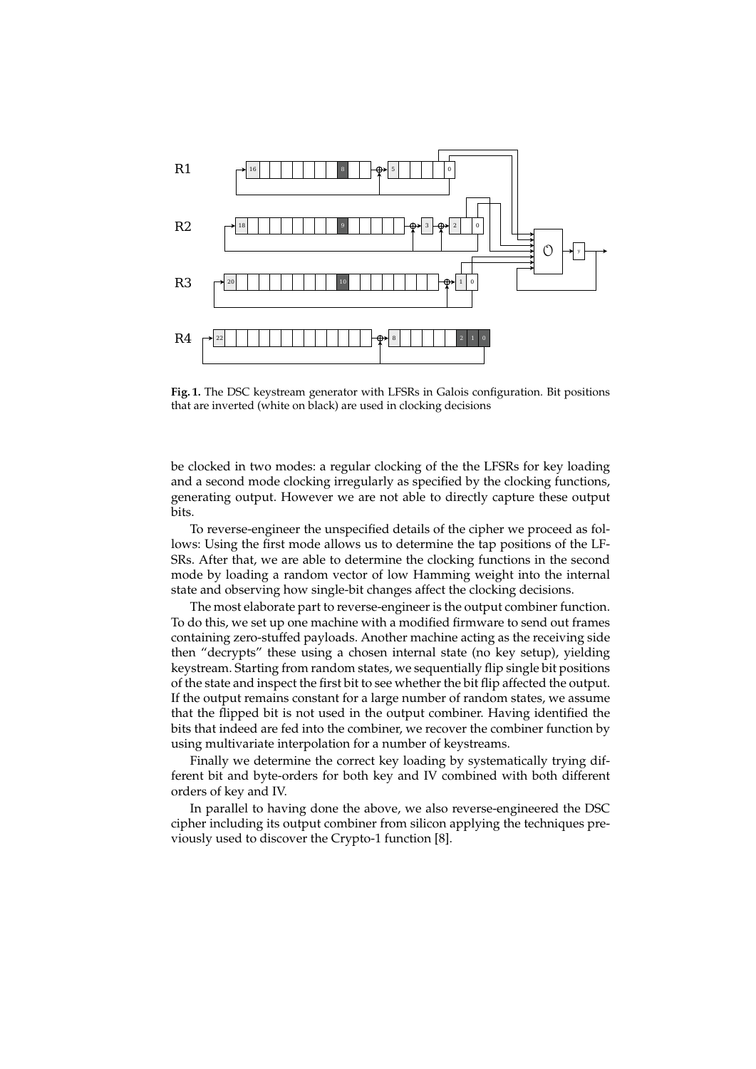**Fig. 1.** The DSC keystream generator with LFSRs in Galois configuration. Bit positions that are inverted (white on black) are used in clocking decisions

be clocked in two modes: a regular clocking of the the LFSRs for key loading and a second mode clocking irregularly as specified by the clocking functions, generating output. However we are not able to directly capture these output bits.

To reverse-engineer the unspecified details of the cipher we proceed as follows: Using the first mode allows us to determine the tap positions of the LFSRs. After that, we are able to determine the clocking functions in the second mode by loading a random vector of low Hamming weight into the internal state and observing how single-bit changes affect the clocking decisions.

The most elaborate part to reverse-engineer is the output combiner function. To do this, we set up one machine with a modified firmware to send out frames containing zero-stuffed payloads. Another machine acting as the receiving side then "decrypts" these using a chosen internal state (no key setup), yielding keystream. Starting from random states, we sequentially flip single bit positions of the state and inspect the first bit to see whether the bit flip affected the output. If the output remains constant for a large number of random states, we assume that the flipped bit is not used in the output combiner. Having identified the bits that indeed are fed into the combiner, we recover the combiner function by using multivariate interpolation for a number of keystreams.

Finally we determine the correct key loading by systematically trying different bit and byte-orders for both key and IV combined with both different orders of key and IV.

In parallel to having done the above, we also reverse-engineered the DSC cipher including its output combiner from silicon applying the techniques previously used to discover the Crypto-1 function [8].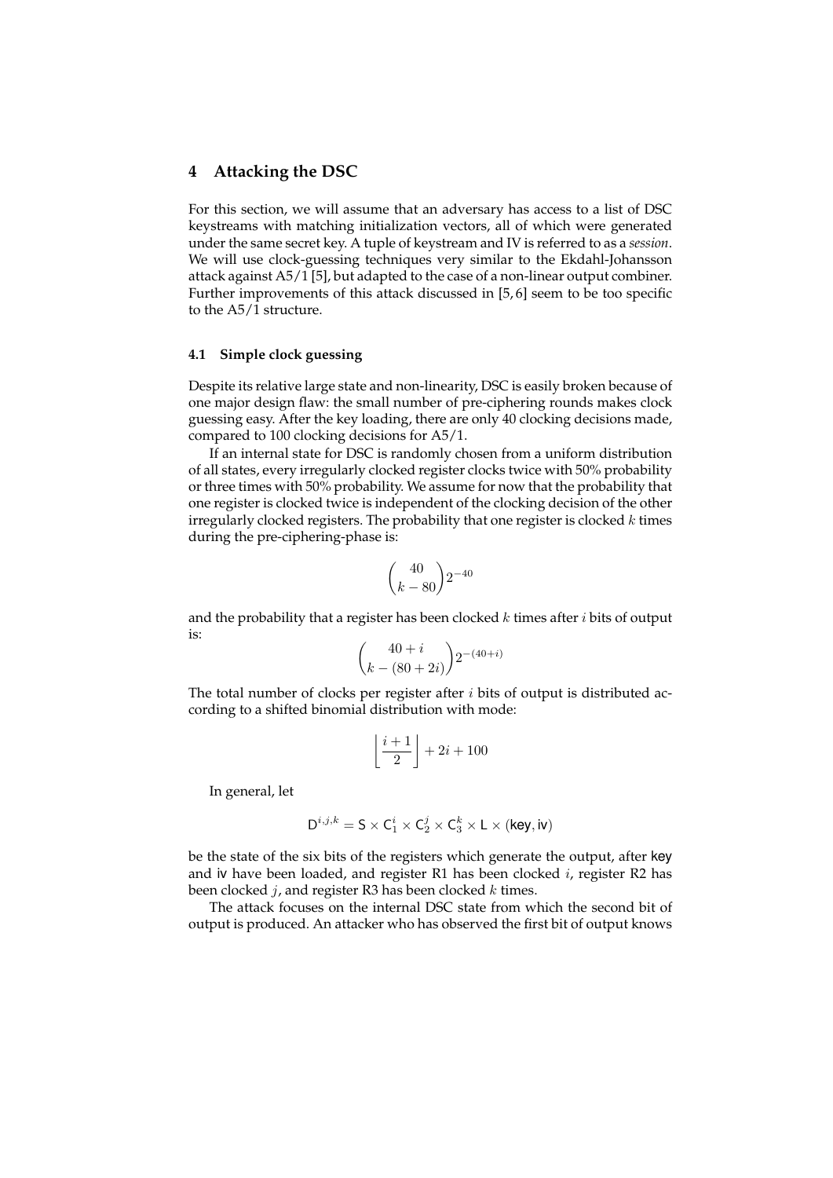## 4 Attacking the DSC

For this section, we will assume that an adversary has access to a list of DSC keystreams with matching initialization vectors, all of which were generated under the same secret key. A tuple of keystream and IV is referred to as a *session*. We will use clock-guessing techniques very similar to the Ekdahl-Johansson attack against A5/1 [5], but adapted to the case of a non-linear output combiner. Further improvements of this attack discussed in [5, 6] seem to be too specific to the A5/1 structure.

### 4.1 Simple clock guessing

Despite its relative large state and non-linearity, DSC is easily broken because of one major design flaw: the small number of pre-ciphering rounds makes clock guessing easy. After the key loading, there are only 40 clocking decisions made, compared to 100 clocking decisions for A5/1.

If an internal state for DSC is randomly chosen from a uniform distribution of all states, every irregularly clocked register clocks twice with 50% probability or three times with 50% probability. We assume for now that the probability that one register is clocked twice is independent of the clocking decision of the other irregularly clocked registers. The probability that one register is clocked $k$ times during the pre-ciphering-phase is:

$$\binom{40}{k-80} 2^{-40}$$

and the probability that a register has been clocked $k$ times after $i$ bits of output is:

$$\binom{40+i}{k-(80+2i)} 2^{-(40+i)}$$

The total number of clocks per register after $i$ bits of output is distributed according to a shifted binomial distribution with mode:

$$\left\lfloor \frac{i+1}{2} \right\rfloor + 2i + 100$$

In general, let

$$\mathsf{D}^{i,j,k} = \mathsf{S} \times \mathsf{C}_1^i \times \mathsf{C}_2^j \times \mathsf{C}_3^k \times \mathsf{L} \times (\mathsf{key}, \mathsf{iv})$$

be the state of the six bits of the registers which generate the output, after $\mathsf{key}$ and $\mathsf{iv}$ have been loaded, and register R1 has been clocked $i$, register R2 has been clocked $j$, and register R3 has been clocked $k$ times.

The attack focuses on the internal DSC state from which the second bit of output is produced. An attacker who has observed the first bit of output knows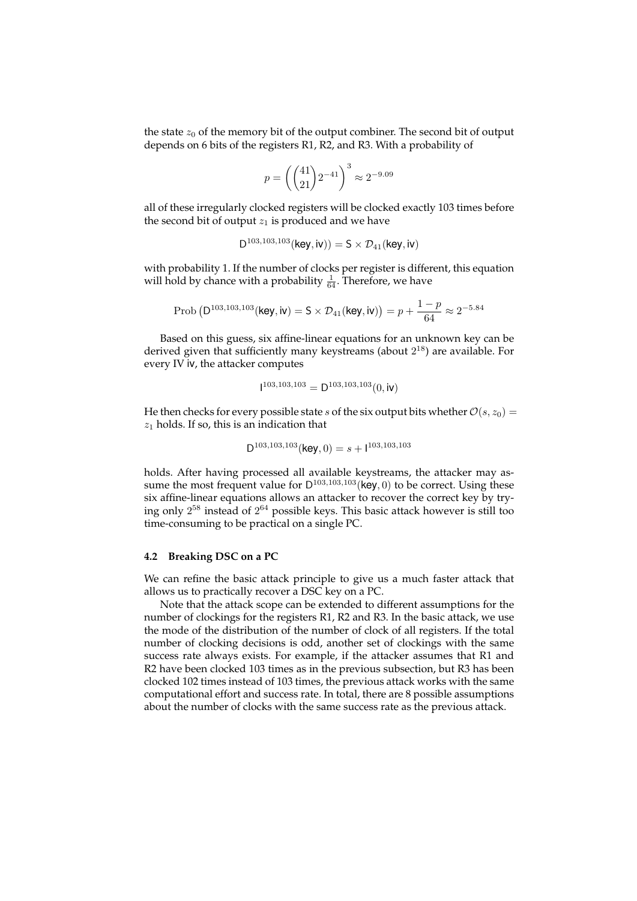the state $z_0$ of the memory bit of the output combiner. The second bit of output depends on 6 bits of the registers R1, R2, and R3. With a probability of

$$p = \left( \binom{41}{21} 2^{-41} \right)^3 \approx 2^{-9.09}$$

all of these irregularly clocked registers will be clocked exactly 103 times before the second bit of output $z_1$ is produced and we have

$$\mathsf{D}^{103,103,103}(\mathsf{key}, \mathsf{iv})) = \mathsf{S} \times \mathcal{D}_{41}(\mathsf{key}, \mathsf{iv})$$

with probability 1. If the number of clocks per register is different, this equation will hold by chance with a probability $\frac{1}{64}$. Therefore, we have

$$\mathrm{Prob}\left(\mathsf{D}^{103,103,103}(\mathsf{key}, \mathsf{iv}) = \mathsf{S} \times \mathcal{D}_{41}(\mathsf{key}, \mathsf{iv})\right) = p + \frac{1-p}{64} \approx 2^{-5.84}$$

Based on this guess, six affine-linear equations for an unknown key can be derived given that sufficiently many keystreams (about $2^{18}$) are available. For every IV $\mathsf{iv}$, the attacker computes

$$\mathsf{I}^{103,103,103} = \mathsf{D}^{103,103,103}(0, \mathsf{iv})$$

He then checks for every possible state $s$ of the six output bits whether $\mathcal{O}(s, z_0) = z_1$ holds. If so, this is an indication that

$$\mathsf{D}^{103,103,103}(\mathsf{key}, 0) = s + \mathsf{I}^{103,103,103}$$

holds. After having processed all available keystreams, the attacker may assume the most frequent value for $\mathsf{D}^{103,103,103}(\mathsf{key}, 0)$ to be correct. Using these six affine-linear equations allows an attacker to recover the correct key by trying only $2^{58}$ instead of $2^{64}$ possible keys. This basic attack however is still too time-consuming to be practical on a single PC.

### 4.2 Breaking DSC on a PC

We can refine the basic attack principle to give us a much faster attack that allows us to practically recover a DSC key on a PC.

Note that the attack scope can be extended to different assumptions for the number of clockings for the registers R1, R2 and R3. In the basic attack, we use the mode of the distribution of the number of clock of all registers. If the total number of clocking decisions is odd, another set of clockings with the same success rate always exists. For example, if the attacker assumes that R1 and R2 have been clocked 103 times as in the previous subsection, but R3 has been clocked 102 times instead of 103 times, the previous attack works with the same computational effort and success rate. In total, there are 8 possible assumptions about the number of clocks with the same success rate as the previous attack.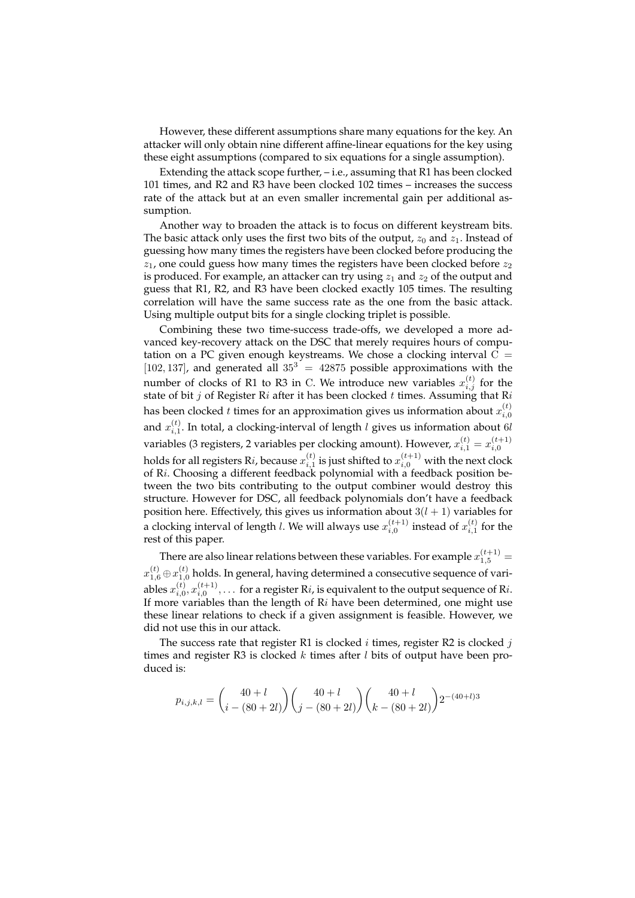However, these different assumptions share many equations for the key. An attacker will only obtain nine different affine-linear equations for the key using these eight assumptions (compared to six equations for a single assumption).

Extending the attack scope further, – i.e., assuming that R1 has been clocked 101 times, and R2 and R3 have been clocked 102 times – increases the success rate of the attack but at an even smaller incremental gain per additional assumption.

Another way to broaden the attack is to focus on different keystream bits. The basic attack only uses the first two bits of the output, $z_0$ and $z_1$. Instead of guessing how many times the registers have been clocked before producing the $z_1$, one could guess how many times the registers have been clocked before $z_2$ is produced. For example, an attacker can try using $z_1$ and $z_2$ of the output and guess that R1, R2, and R3 have been clocked exactly 105 times. The resulting correlation will have the same success rate as the one from the basic attack. Using multiple output bits for a single clocking triplet is possible.

Combining these two time-success trade-offs, we developed a more advanced key-recovery attack on the DSC that merely requires hours of computation on a PC given enough keystreams. We chose a clocking interval $C = [102, 137]$, and generated all $35^3 = 42875$ possible approximations with the number of clocks of R1 to R3 in C. We introduce new variables $x_{i,j}^{(t)}$ for the state of bit $j$ of Register R$i$ after it has been clocked $t$ times. Assuming that R$i$ has been clocked $t$ times for an approximation gives us information about $x_{i,0}^{(t)}$ and $x_{i,1}^{(t)}$. In total, a clocking-interval of length $l$ gives us information about $6l$ variables (3 registers, 2 variables per clocking amount). However, $x_{i,1}^{(t)} = x_{i,0}^{(t+1)}$ holds for all registers R$i$, because $x_{i,1}^{(t)}$ is just shifted to $x_{i,0}^{(t+1)}$ with the next clock of R$i$. Choosing a different feedback polynomial with a feedback position between the two bits contributing to the output combiner would destroy this structure. However for DSC, all feedback polynomials don't have a feedback position here. Effectively, this gives us information about $3(l + 1)$ variables for a clocking interval of length $l$. We will always use $x_{i,0}^{(t+1)}$ instead of $x_{i,1}^{(t)}$ for the rest of this paper.

There are also linear relations between these variables. For example $x_{1,5}^{(t+1)} = x_{1,6}^{(t)} \oplus x_{1,0}^{(t)}$ holds. In general, having determined a consecutive sequence of variables $x_{i,0}^{(t)}, x_{i,0}^{(t+1)}, \ldots$ for a register R$i$, is equivalent to the output sequence of R$i$. If more variables than the length of R$i$ have been determined, one might use these linear relations to check if a given assignment is feasible. However, we did not use this in our attack.

The success rate that register R1 is clocked $i$ times, register R2 is clocked $j$ times and register R3 is clocked $k$ times after $l$ bits of output have been produced is:

$$p_{i,j,k,l} = \binom{40+l}{i-(80+2l)}\binom{40+l}{j-(80+2l)}\binom{40+l}{k-(80+2l)}2^{-(40+l)3}$$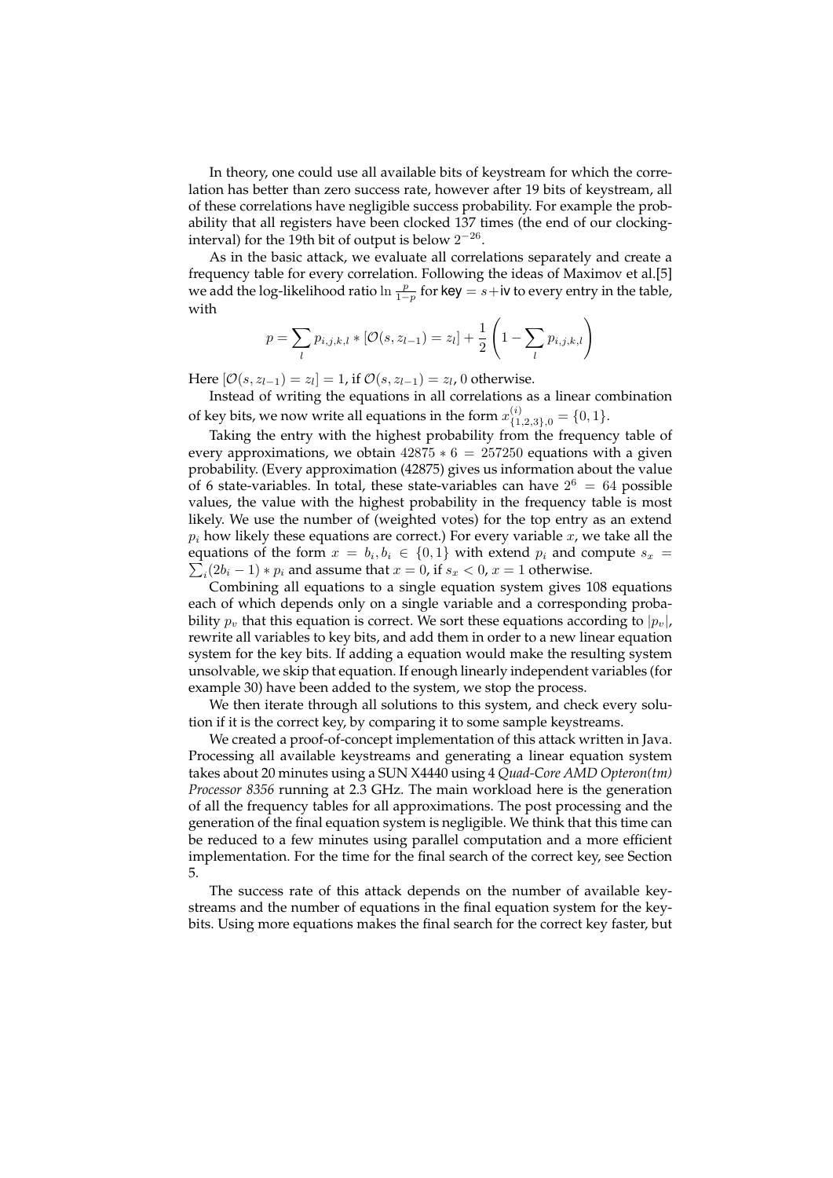In theory, one could use all available bits of keystream for which the correlation has better than zero success rate, however after 19 bits of keystream, all of these correlations have negligible success probability. For example the probability that all registers have been clocked 137 times (the end of our clocking-interval) for the 19th bit of output is below $2^{-26}$.

As in the basic attack, we evaluate all correlations separately and create a frequency table for every correlation. Following the ideas of Maximov et al.[5] we add the log-likelihood ratio $\ln \frac{p}{1-p}$ for $\mathsf{key} = s + \mathsf{iv}$ to every entry in the table, with

$$p = \sum_l p_{i,j,k,l} * [\mathcal{O}(s, z_{l-1}) = z_l] + \frac{1}{2}\left(1 - \sum_l p_{i,j,k,l}\right)$$

Here $[\mathcal{O}(s, z_{l-1}) = z_l] = 1$, if $\mathcal{O}(s, z_{l-1}) = z_l$, $0$ otherwise.

Instead of writing the equations in all correlations as a linear combination of key bits, we now write all equations in the form $x^{(i)}_{\{1,2,3\},0} = \{0, 1\}$.

Taking the entry with the highest probability from the frequency table of every approximations, we obtain $42875 * 6 = 257250$ equations with a given probability. (Every approximation (42875) gives us information about the value of 6 state-variables. In total, these state-variables can have $2^6 = 64$ possible values, the value with the highest probability in the frequency table is most likely. We use the number of (weighted votes) for the top entry as an extend $p_i$ how likely these equations are correct.) For every variable $x$, we take all the equations of the form $x = b_i, b_i \in \{0, 1\}$ with extend $p_i$ and compute $s_x = \sum_i (2b_i - 1) * p_i$ and assume that $x = 0$, if $s_x < 0$, $x = 1$ otherwise.

Combining all equations to a single equation system gives 108 equations each of which depends only on a single variable and a corresponding probability $p_v$ that this equation is correct. We sort these equations according to $|p_v|$, rewrite all variables to key bits, and add them in order to a new linear equation system for the key bits. If adding a equation would make the resulting system unsolvable, we skip that equation. If enough linearly independent variables (for example 30) have been added to the system, we stop the process.

We then iterate through all solutions to this system, and check every solution if it is the correct key, by comparing it to some sample keystreams.

We created a proof-of-concept implementation of this attack written in Java. Processing all available keystreams and generating a linear equation system takes about 20 minutes using a SUN X4440 using 4 *Quad-Core AMD Opteron(tm) Processor 8356* running at 2.3 GHz. The main workload here is the generation of all the frequency tables for all approximations. The post processing and the generation of the final equation system is negligible. We think that this time can be reduced to a few minutes using parallel computation and a more efficient implementation. For the time for the final search of the correct key, see Section 5.

The success rate of this attack depends on the number of available keystreams and the number of equations in the final equation system for the keybits. Using more equations makes the final search for the correct key faster, but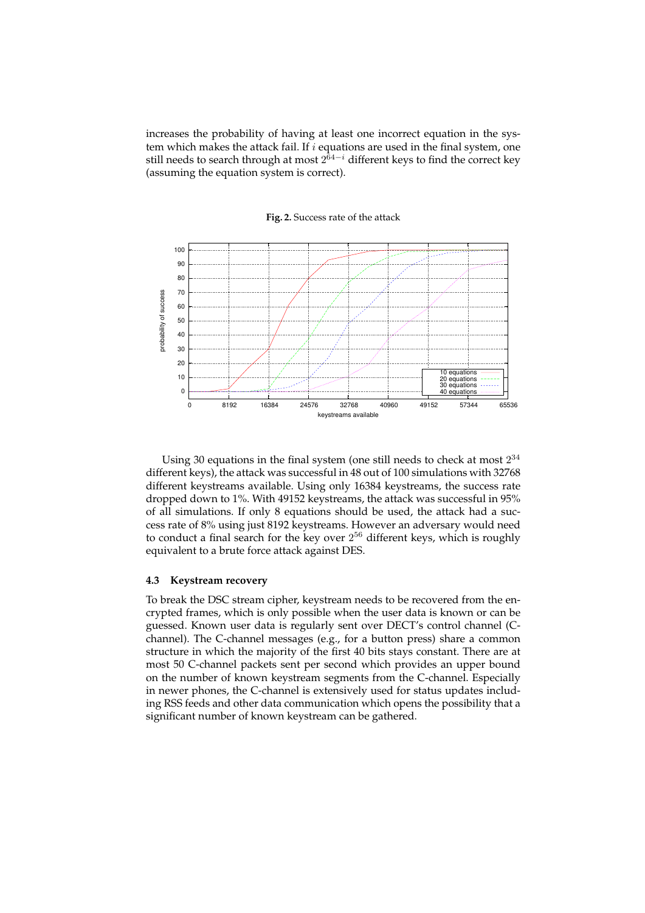increases the probability of having at least one incorrect equation in the system which makes the attack fail. If $i$ equations are used in the final system, one still needs to search through at most $2^{64-i}$ different keys to find the correct key (assuming the equation system is correct).

**Fig. 2.** Success rate of the attack

Using 30 equations in the final system (one still needs to check at most $2^{34}$ different keys), the attack was successful in 48 out of 100 simulations with 32768 different keystreams available. Using only 16384 keystreams, the success rate dropped down to 1%. With 49152 keystreams, the attack was successful in 95% of all simulations. If only 8 equations should be used, the attack had a success rate of 8% using just 8192 keystreams. However an adversary would need to conduct a final search for the key over $2^{56}$ different keys, which is roughly equivalent to a brute force attack against DES.

### 4.3 Keystream recovery

To break the DSC stream cipher, keystream needs to be recovered from the encrypted frames, which is only possible when the user data is known or can be guessed. Known user data is regularly sent over DECT's control channel (C-channel). The C-channel messages (e.g., for a button press) share a common structure in which the majority of the first 40 bits stays constant. There are at most 50 C-channel packets sent per second which provides an upper bound on the number of known keystream segments from the C-channel. Especially in newer phones, the C-channel is extensively used for status updates including RSS feeds and other data communication which opens the possibility that a significant number of known keystream can be gathered.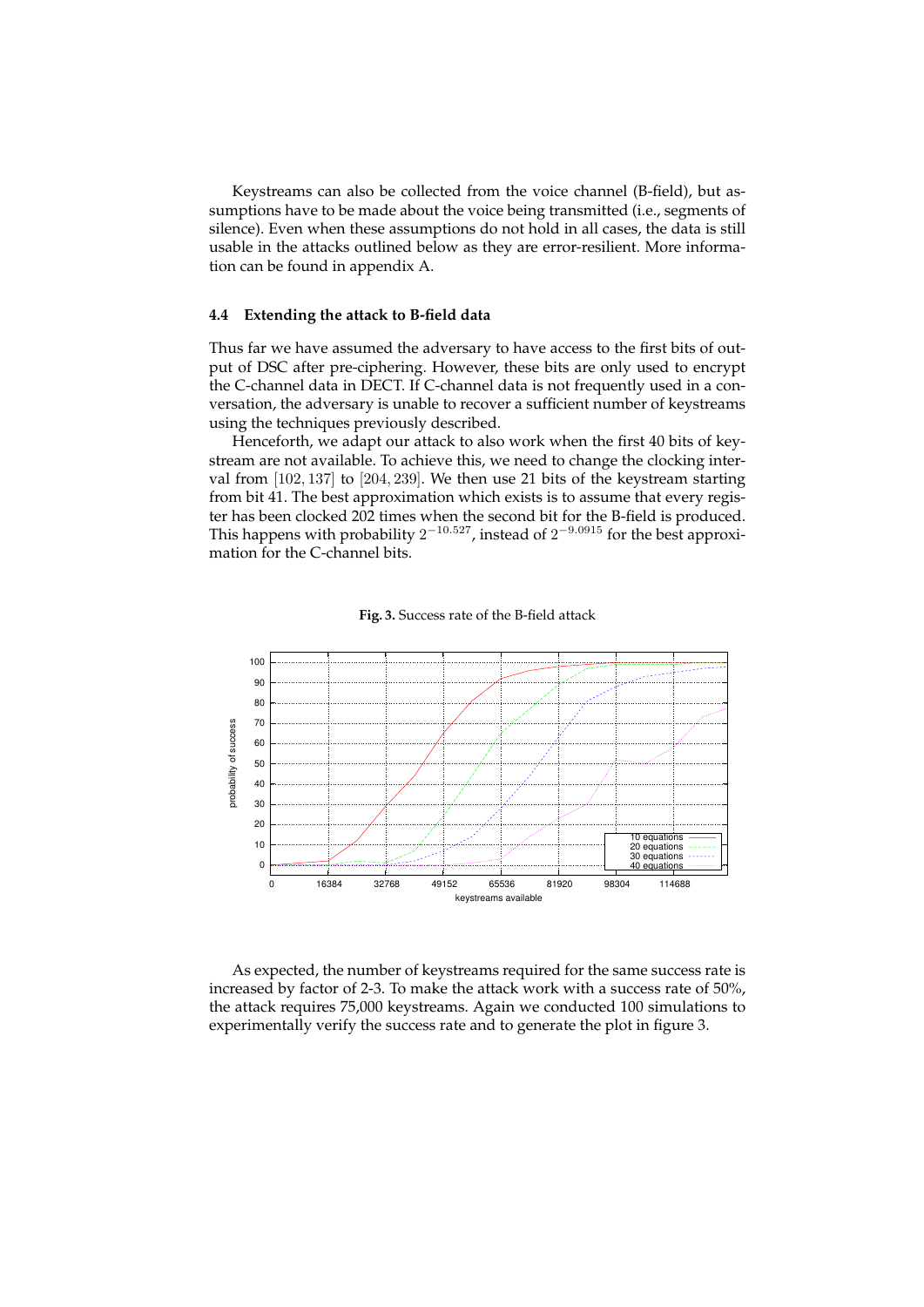Keystreams can also be collected from the voice channel (B-field), but assumptions have to be made about the voice being transmitted (i.e., segments of silence). Even when these assumptions do not hold in all cases, the data is still usable in the attacks outlined below as they are error-resilient. More information can be found in appendix A.

### 4.4 Extending the attack to B-field data

Thus far we have assumed the adversary to have access to the first bits of output of DSC after pre-ciphering. However, these bits are only used to encrypt the C-channel data in DECT. If C-channel data is not frequently used in a conversation, the adversary is unable to recover a sufficient number of keystreams using the techniques previously described.

Henceforth, we adapt our attack to also work when the first 40 bits of keystream are not available. To achieve this, we need to change the clocking interval from $[102, 137]$ to $[204, 239]$. We then use 21 bits of the keystream starting from bit 41. The best approximation which exists is to assume that every register has been clocked 202 times when the second bit for the B-field is produced. This happens with probability $2^{-10.527}$, instead of $2^{-9.0915}$ for the best approximation for the C-channel bits.

**Fig. 3.** Success rate of the B-field attack

As expected, the number of keystreams required for the same success rate is increased by factor of 2-3. To make the attack work with a success rate of 50%, the attack requires 75,000 keystreams. Again we conducted 100 simulations to experimentally verify the success rate and to generate the plot in figure 3.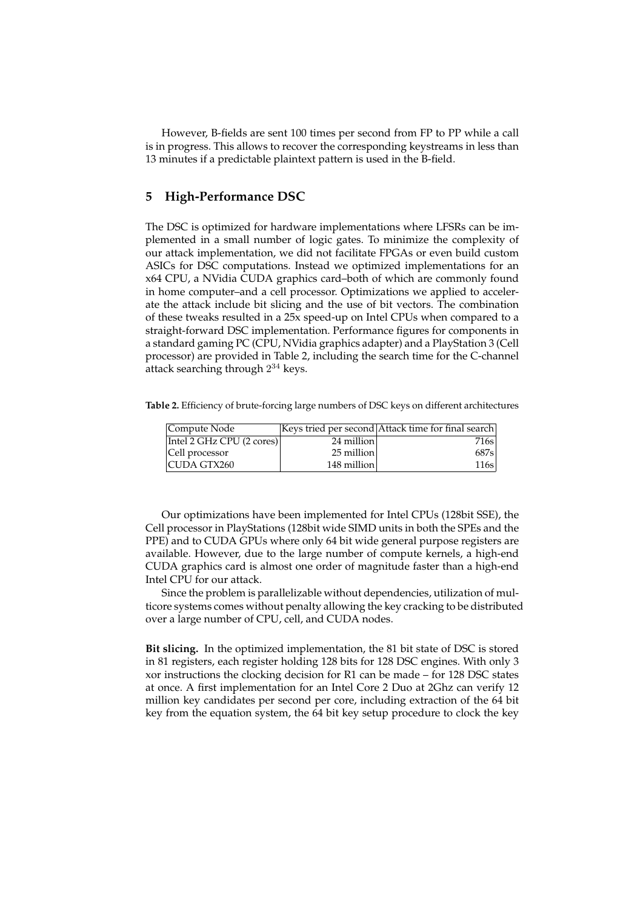However, B-fields are sent 100 times per second from FP to PP while a call is in progress. This allows to recover the corresponding keystreams in less than 13 minutes if a predictable plaintext pattern is used in the B-field.

## 5 High-Performance DSC

The DSC is optimized for hardware implementations where LFSRs can be implemented in a small number of logic gates. To minimize the complexity of our attack implementation, we did not facilitate FPGAs or even build custom ASICs for DSC computations. Instead we optimized implementations for an x64 CPU, a NVidia CUDA graphics card–both of which are commonly found in home computer–and a cell processor. Optimizations we applied to accelerate the attack include bit slicing and the use of bit vectors. The combination of these tweaks resulted in a 25x speed-up on Intel CPUs when compared to a straight-forward DSC implementation. Performance figures for components in a standard gaming PC (CPU, NVidia graphics adapter) and a PlayStation 3 (Cell processor) are provided in Table 2, including the search time for the C-channel attack searching through $2^{34}$ keys.

**Table 2.** Efficiency of brute-forcing large numbers of DSC keys on different architectures

| Compute Node | Keys tried per second | Attack time for final search |
| --- | --- | --- |
| Intel 2 GHz CPU (2 cores) | 24 million | 716s |
| Cell processor | 25 million | 687s |
| CUDA GTX260 | 148 million | 116s |

Our optimizations have been implemented for Intel CPUs (128bit SSE), the Cell processor in PlayStations (128bit wide SIMD units in both the SPEs and the PPE) and to CUDA GPUs where only 64 bit wide general purpose registers are available. However, due to the large number of compute kernels, a high-end CUDA graphics card is almost one order of magnitude faster than a high-end Intel CPU for our attack.

Since the problem is parallelizable without dependencies, utilization of multicore systems comes without penalty allowing the key cracking to be distributed over a large number of CPU, cell, and CUDA nodes.

**Bit slicing.** In the optimized implementation, the 81 bit state of DSC is stored in 81 registers, each register holding 128 bits for 128 DSC engines. With only 3 xor instructions the clocking decision for R1 can be made – for 128 DSC states at once. A first implementation for an Intel Core 2 Duo at 2Ghz can verify 12 million key candidates per second per core, including extraction of the 64 bit key from the equation system, the 64 bit key setup procedure to clock the key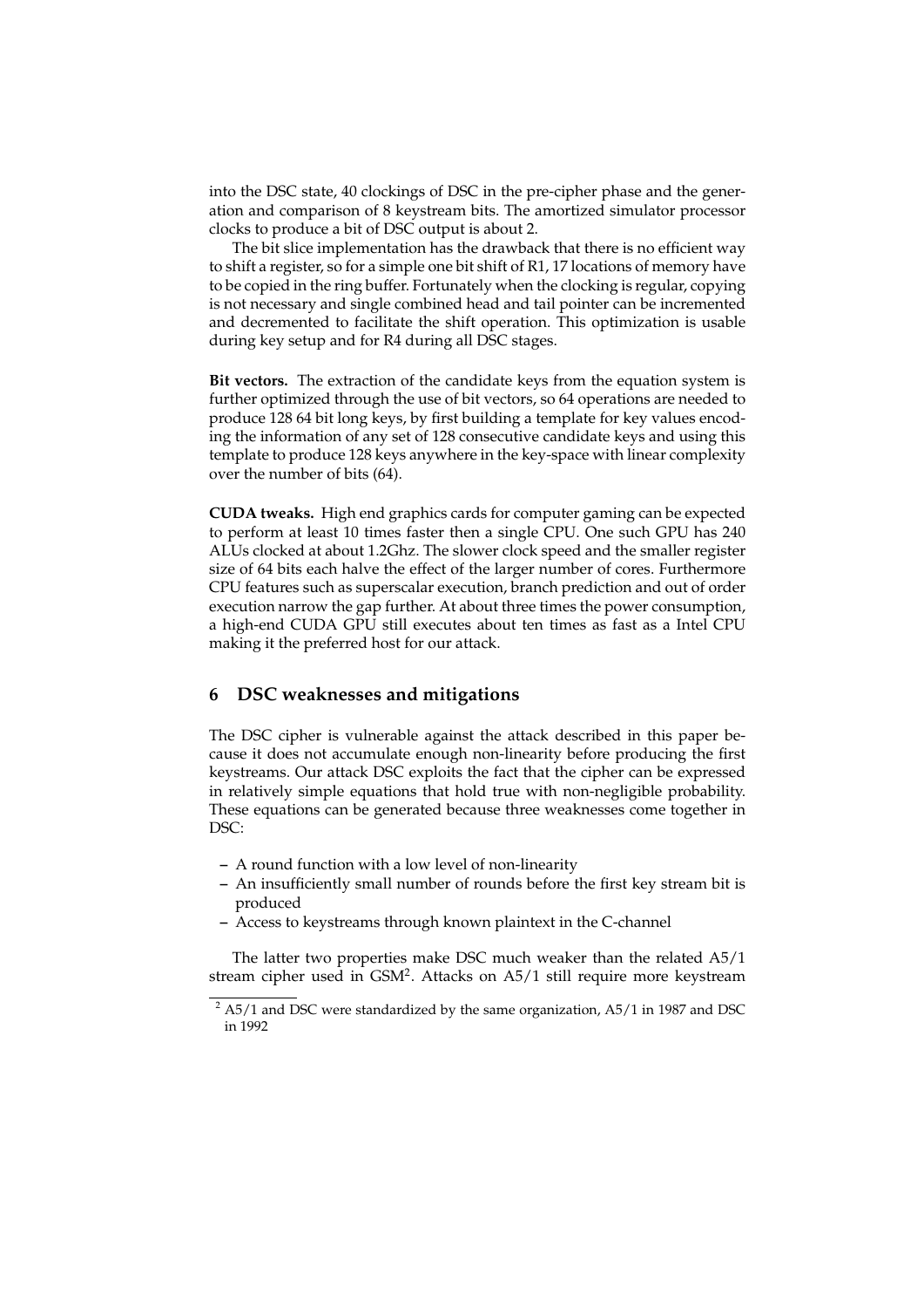into the DSC state, 40 clockings of DSC in the pre-cipher phase and the generation and comparison of 8 keystream bits. The amortized simulator processor clocks to produce a bit of DSC output is about 2.

The bit slice implementation has the drawback that there is no efficient way to shift a register, so for a simple one bit shift of R1, 17 locations of memory have to be copied in the ring buffer. Fortunately when the clocking is regular, copying is not necessary and single combined head and tail pointer can be incremented and decremented to facilitate the shift operation. This optimization is usable during key setup and for R4 during all DSC stages.

**Bit vectors.** The extraction of the candidate keys from the equation system is further optimized through the use of bit vectors, so 64 operations are needed to produce 128 64 bit long keys, by first building a template for key values encoding the information of any set of 128 consecutive candidate keys and using this template to produce 128 keys anywhere in the key-space with linear complexity over the number of bits (64).

**CUDA tweaks.** High end graphics cards for computer gaming can be expected to perform at least 10 times faster then a single CPU. One such GPU has 240 ALUs clocked at about 1.2Ghz. The slower clock speed and the smaller register size of 64 bits each halve the effect of the larger number of cores. Furthermore CPU features such as superscalar execution, branch prediction and out of order execution narrow the gap further. At about three times the power consumption, a high-end CUDA GPU still executes about ten times as fast as a Intel CPU making it the preferred host for our attack.

## 6 DSC weaknesses and mitigations

The DSC cipher is vulnerable against the attack described in this paper because it does not accumulate enough non-linearity before producing the first keystreams. Our attack DSC exploits the fact that the cipher can be expressed in relatively simple equations that hold true with non-negligible probability. These equations can be generated because three weaknesses come together in DSC:

- A round function with a low level of non-linearity
- An insufficiently small number of rounds before the first key stream bit is produced
- Access to keystreams through known plaintext in the C-channel

The latter two properties make DSC much weaker than the related A5/1 stream cipher used in GSM[2]. Attacks on A5/1 still require more keystream

[2] A5/1 and DSC were standardized by the same organization, A5/1 in 1987 and DSC in 1992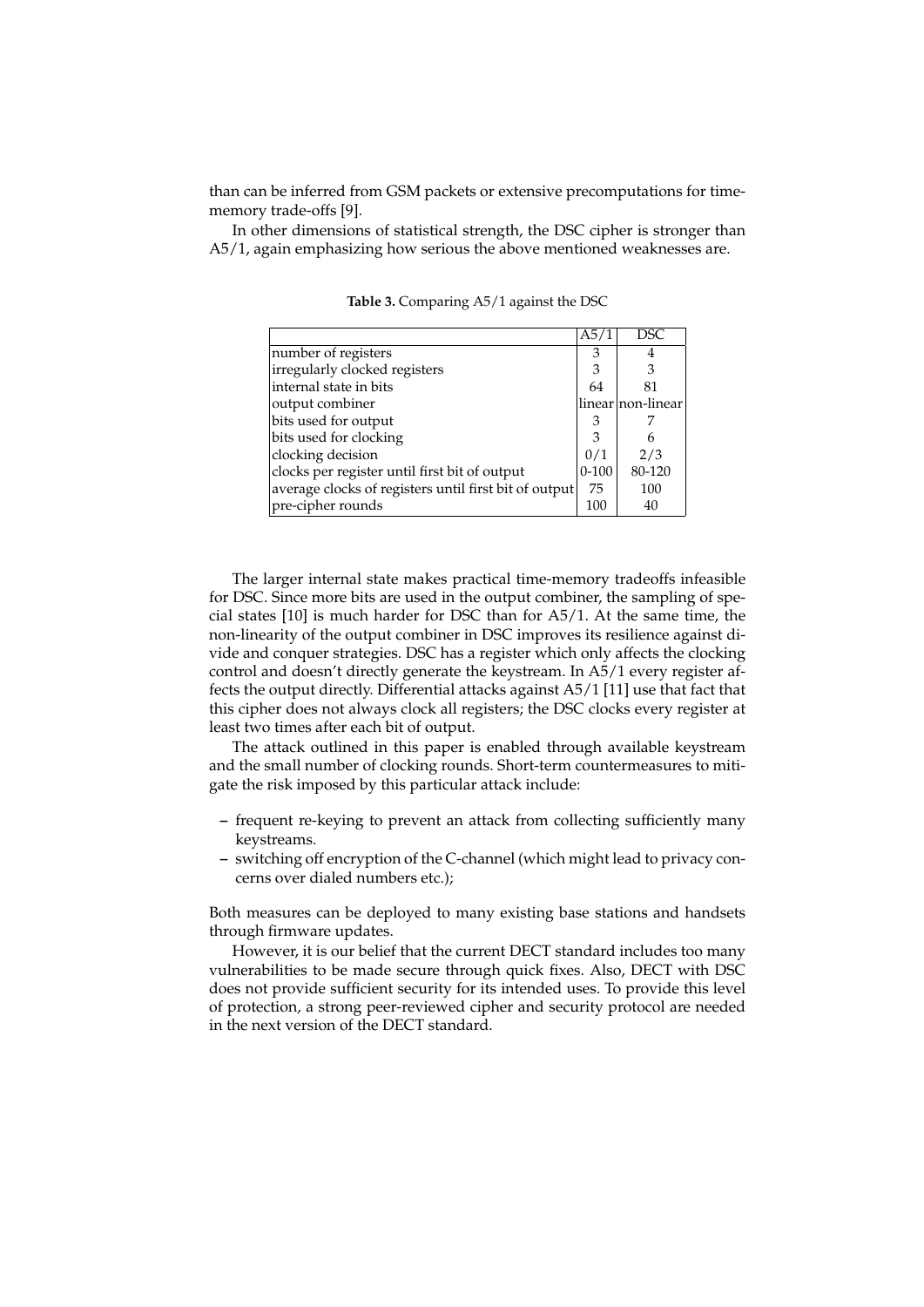than can be inferred from GSM packets or extensive precomputations for time-memory trade-offs [9].

In other dimensions of statistical strength, the DSC cipher is stronger than A5/1, again emphasizing how serious the above mentioned weaknesses are.

**Table 3.** Comparing A5/1 against the DSC

| | A5/1 | DSC |
|---|---|---|
| number of registers | 3 | 4 |
| irregularly clocked registers | 3 | 3 |
| internal state in bits | 64 | 81 |
| output combiner | linear | non-linear |
| bits used for output | 3 | 7 |
| bits used for clocking | 3 | 6 |
| clocking decision | 0/1 | 2/3 |
| clocks per register until first bit of output | 0-100 | 80-120 |
| average clocks of registers until first bit of output | 75 | 100 |
| pre-cipher rounds | 100 | 40 |

The larger internal state makes practical time-memory tradeoffs infeasible for DSC. Since more bits are used in the output combiner, the sampling of special states [10] is much harder for DSC than for A5/1. At the same time, the non-linearity of the output combiner in DSC improves its resilience against divide and conquer strategies. DSC has a register which only affects the clocking control and doesn't directly generate the keystream. In A5/1 every register affects the output directly. Differential attacks against A5/1 [11] use that fact that this cipher does not always clock all registers; the DSC clocks every register at least two times after each bit of output.

The attack outlined in this paper is enabled through available keystream and the small number of clocking rounds. Short-term countermeasures to mitigate the risk imposed by this particular attack include:

- frequent re-keying to prevent an attack from collecting sufficiently many keystreams.
- switching off encryption of the C-channel (which might lead to privacy concerns over dialed numbers etc.);

Both measures can be deployed to many existing base stations and handsets through firmware updates.

However, it is our belief that the current DECT standard includes too many vulnerabilities to be made secure through quick fixes. Also, DECT with DSC does not provide sufficient security for its intended uses. To provide this level of protection, a strong peer-reviewed cipher and security protocol are needed in the next version of the DECT standard.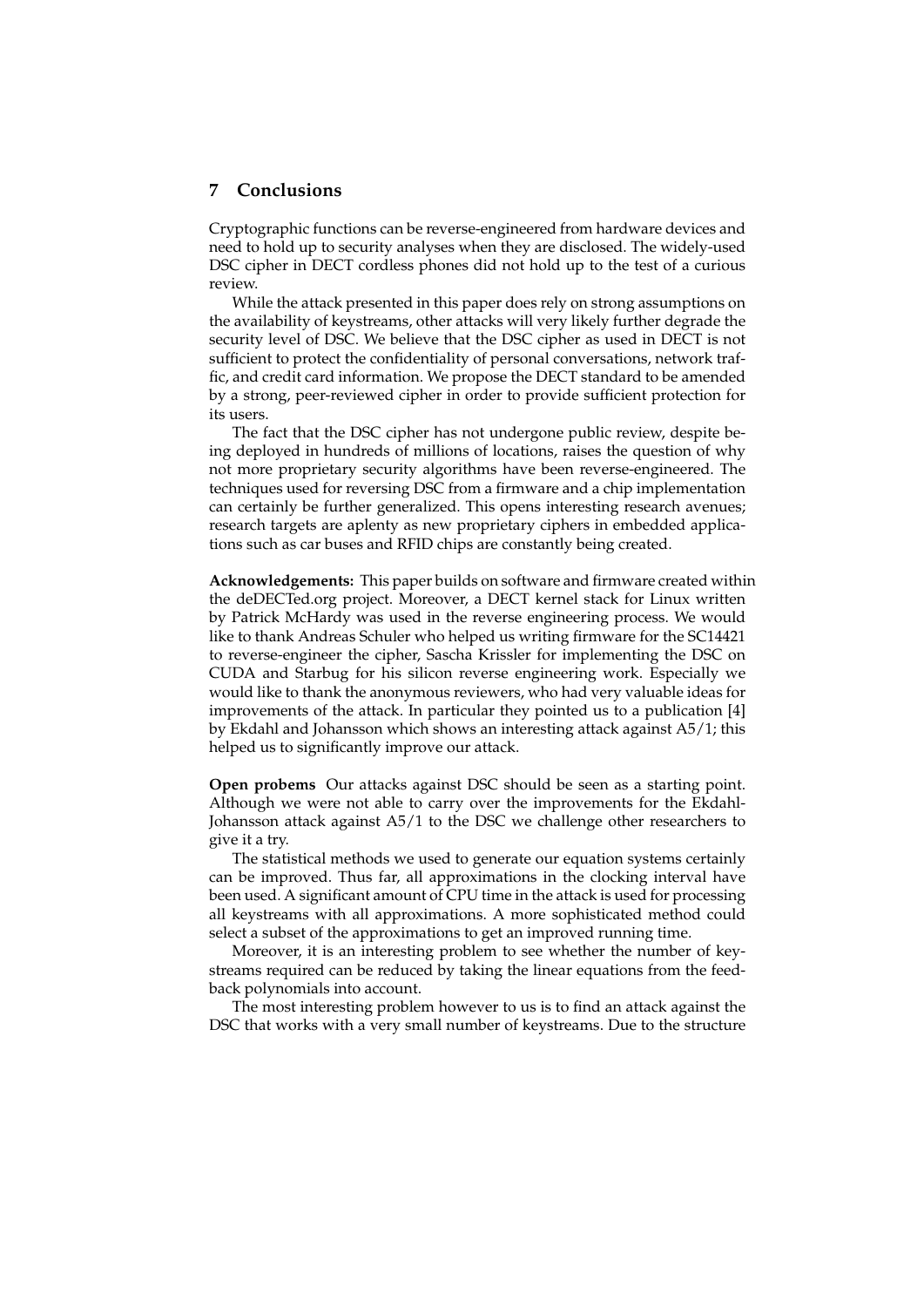## 7 Conclusions

Cryptographic functions can be reverse-engineered from hardware devices and need to hold up to security analyses when they are disclosed. The widely-used DSC cipher in DECT cordless phones did not hold up to the test of a curious review.

While the attack presented in this paper does rely on strong assumptions on the availability of keystreams, other attacks will very likely further degrade the security level of DSC. We believe that the DSC cipher as used in DECT is not sufficient to protect the confidentiality of personal conversations, network traffic, and credit card information. We propose the DECT standard to be amended by a strong, peer-reviewed cipher in order to provide sufficient protection for its users.

The fact that the DSC cipher has not undergone public review, despite being deployed in hundreds of millions of locations, raises the question of why not more proprietary security algorithms have been reverse-engineered. The techniques used for reversing DSC from a firmware and a chip implementation can certainly be further generalized. This opens interesting research avenues; research targets are aplenty as new proprietary ciphers in embedded applications such as car buses and RFID chips are constantly being created.

**Acknowledgements:** This paper builds on software and firmware created within the deDECTed.org project. Moreover, a DECT kernel stack for Linux written by Patrick McHardy was used in the reverse engineering process. We would like to thank Andreas Schuler who helped us writing firmware for the SC14421 to reverse-engineeer the cipher, Sascha Krissler for implementing the DSC on CUDA and Starbug for his silicon reverse engineering work. Especially we would like to thank the anonymous reviewers, who had very valuable ideas for improvements of the attack. In particular they pointed us to a publication [4] by Ekdahl and Johansson which shows an interesting attack against A5/1; this helped us to significantly improve our attack.

**Open probems** Our attacks against DSC should be seen as a starting point. Although we were not able to carry over the improvements for the Ekdahl-Johansson attack against A5/1 to the DSC we challenge other researchers to give it a try.

The statistical methods we used to generate our equation systems certainly can be improved. Thus far, all approximations in the clocking interval have been used. A significant amount of CPU time in the attack is used for processing all keystreams with all approximations. A more sophisticated method could select a subset of the approximations to get an improved running time.

Moreover, it is an interesting problem to see whether the number of keystreams required can be reduced by taking the linear equations from the feedback polynomials into account.

The most interesting problem however to us is to find an attack against the DSC that works with a very small number of keystreams. Due to the structure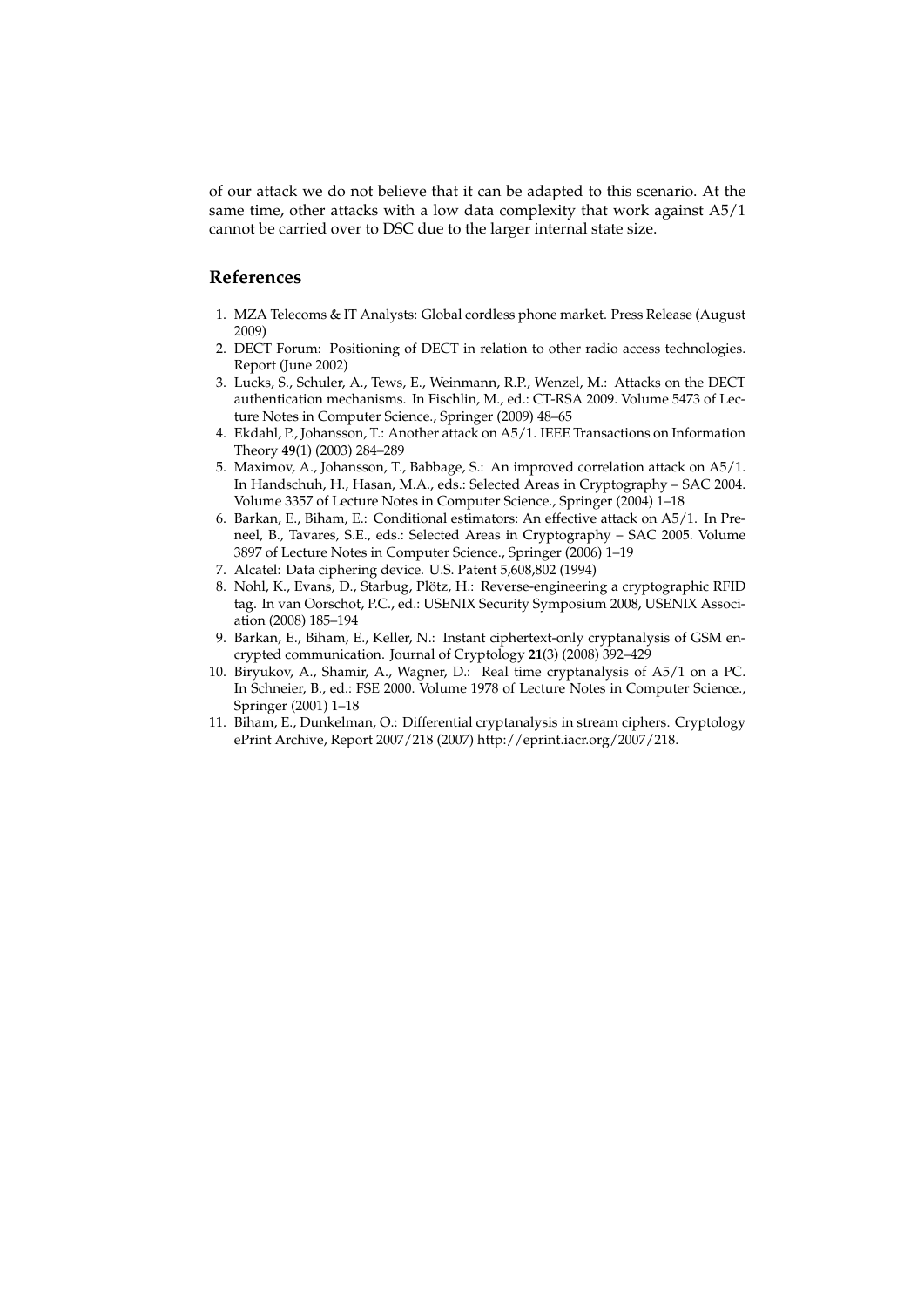of our attack we do not believe that it can be adapted to this scenario. At the same time, other attacks with a low data complexity that work against A5/1 cannot be carried over to DSC due to the larger internal state size.

## References

1. MZA Telecoms & IT Analysts: Global cordless phone market. Press Release (August 2009)
2. DECT Forum: Positioning of DECT in relation to other radio access technologies. Report (June 2002)
3. Lucks, S., Schuler, A., Tews, E., Weinmann, R.P., Wenzel, M.: Attacks on the DECT authentication mechanisms. In Fischlin, M., ed.: CT-RSA 2009. Volume 5473 of Lecture Notes in Computer Science., Springer (2009) 48–65
4. Ekdahl, P., Johansson, T.: Another attack on A5/1. IEEE Transactions on Information Theory **49**(1) (2003) 284–289
5. Maximov, A., Johansson, T., Babbage, S.: An improved correlation attack on A5/1. In Handschuh, H., Hasan, M.A., eds.: Selected Areas in Cryptography – SAC 2004. Volume 3357 of Lecture Notes in Computer Science., Springer (2004) 1–18
6. Barkan, E., Biham, E.: Conditional estimators: An effective attack on A5/1. In Preneel, B., Tavares, S.E., eds.: Selected Areas in Cryptography – SAC 2005. Volume 3897 of Lecture Notes in Computer Science., Springer (2006) 1–19
7. Alcatel: Data ciphering device. U.S. Patent 5,608,802 (1994)
8. Nohl, K., Evans, D., Starbug, Plötz, H.: Reverse-engineering a cryptographic RFID tag. In van Oorschot, P.C., ed.: USENIX Security Symposium 2008, USENIX Association (2008) 185–194
9. Barkan, E., Biham, E., Keller, N.: Instant ciphertext-only cryptanalysis of GSM encrypted communication. Journal of Cryptology **21**(3) (2008) 392–429
10. Biryukov, A., Shamir, A., Wagner, D.: Real time cryptanalysis of A5/1 on a PC. In Schneier, B., ed.: FSE 2000. Volume 1978 of Lecture Notes in Computer Science., Springer (2001) 1–18
11. Biham, E., Dunkelman, O.: Differential cryptanalysis in stream ciphers. Cryptology ePrint Archive, Report 2007/218 (2007) http://eprint.iacr.org/2007/218.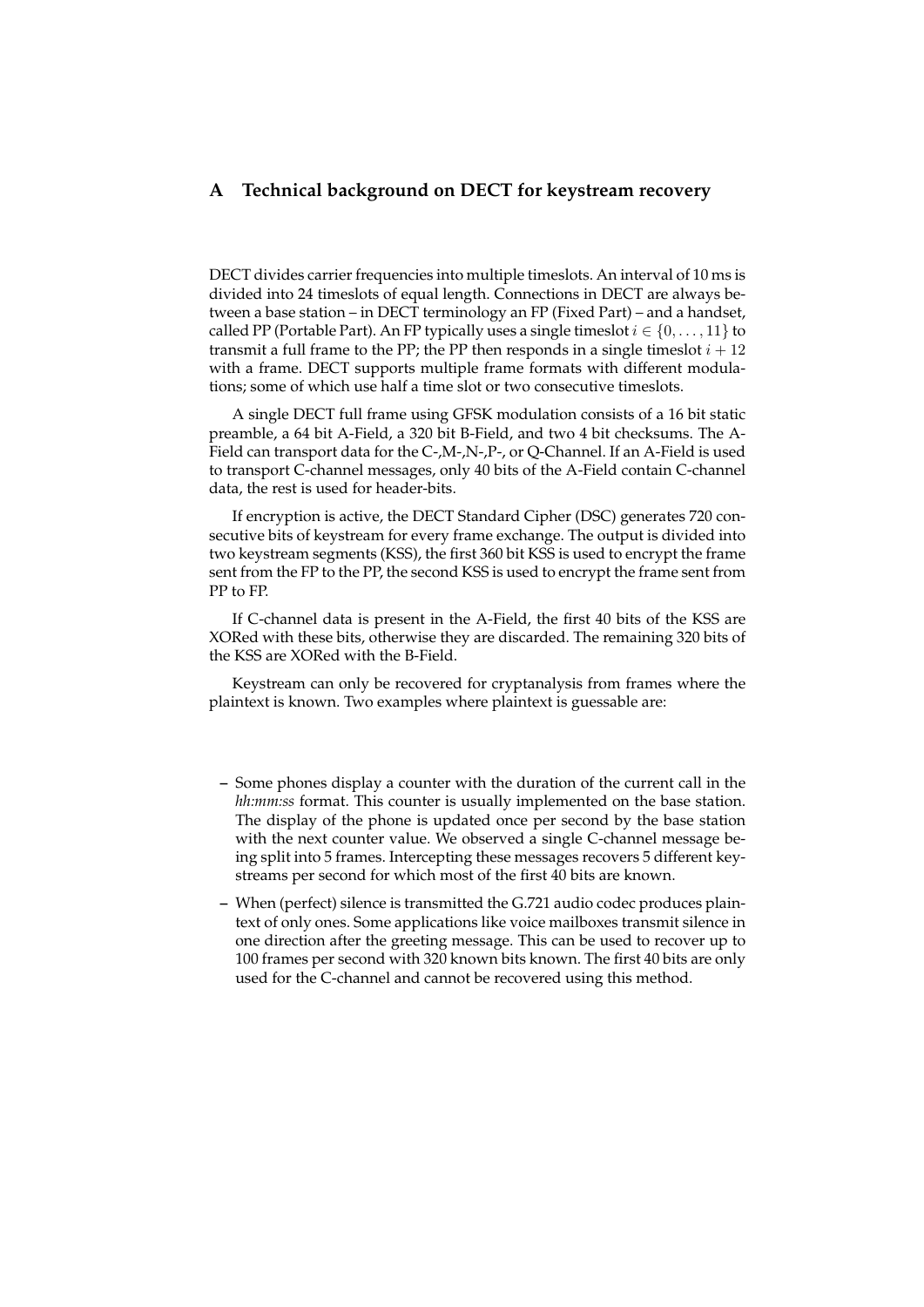# A Technical background on DECT for keystream recovery

DECT divides carrier frequencies into multiple timeslots. An interval of 10 ms is divided into 24 timeslots of equal length. Connections in DECT are always between a base station – in DECT terminology an FP (Fixed Part) – and a handset, called PP (Portable Part). An FP typically uses a single timeslot $i \in \{0, \ldots, 11\}$ to transmit a full frame to the PP; the PP then responds in a single timeslot $i + 12$ with a frame. DECT supports multiple frame formats with different modulations; some of which use half a time slot or two consecutive timeslots.

A single DECT full frame using GFSK modulation consists of a 16 bit static preamble, a 64 bit A-Field, a 320 bit B-Field, and two 4 bit checksums. The A-Field can transport data for the C-,M-,N-,P-, or Q-Channel. If an A-Field is used to transport C-channel messages, only 40 bits of the A-Field contain C-channel data, the rest is used for header-bits.

If encryption is active, the DECT Standard Cipher (DSC) generates 720 consecutive bits of keystream for every frame exchange. The output is divided into two keystream segments (KSS), the first 360 bit KSS is used to encrypt the frame sent from the FP to the PP, the second KSS is used to encrypt the frame sent from PP to FP.

If C-channel data is present in the A-Field, the first 40 bits of the KSS are XORed with these bits, otherwise they are discarded. The remaining 320 bits of the KSS are XORed with the B-Field.

Keystream can only be recovered for cryptanalysis from frames where the plaintext is known. Two examples where plaintext is guessable are:

- Some phones display a counter with the duration of the current call in the *hh:mm:ss* format. This counter is usually implemented on the base station. The display of the phone is updated once per second by the base station with the next counter value. We observed a single C-channel message being split into 5 frames. Intercepting these messages recovers 5 different keystreams per second for which most of the first 40 bits are known.
- When (perfect) silence is transmitted the G.721 audio codec produces plaintext of only ones. Some applications like voice mailboxes transmit silence in one direction after the greeting message. This can be used to recover up to 100 frames per second with 320 known bits known. The first 40 bits are only used for the C-channel and cannot be recovered using this method.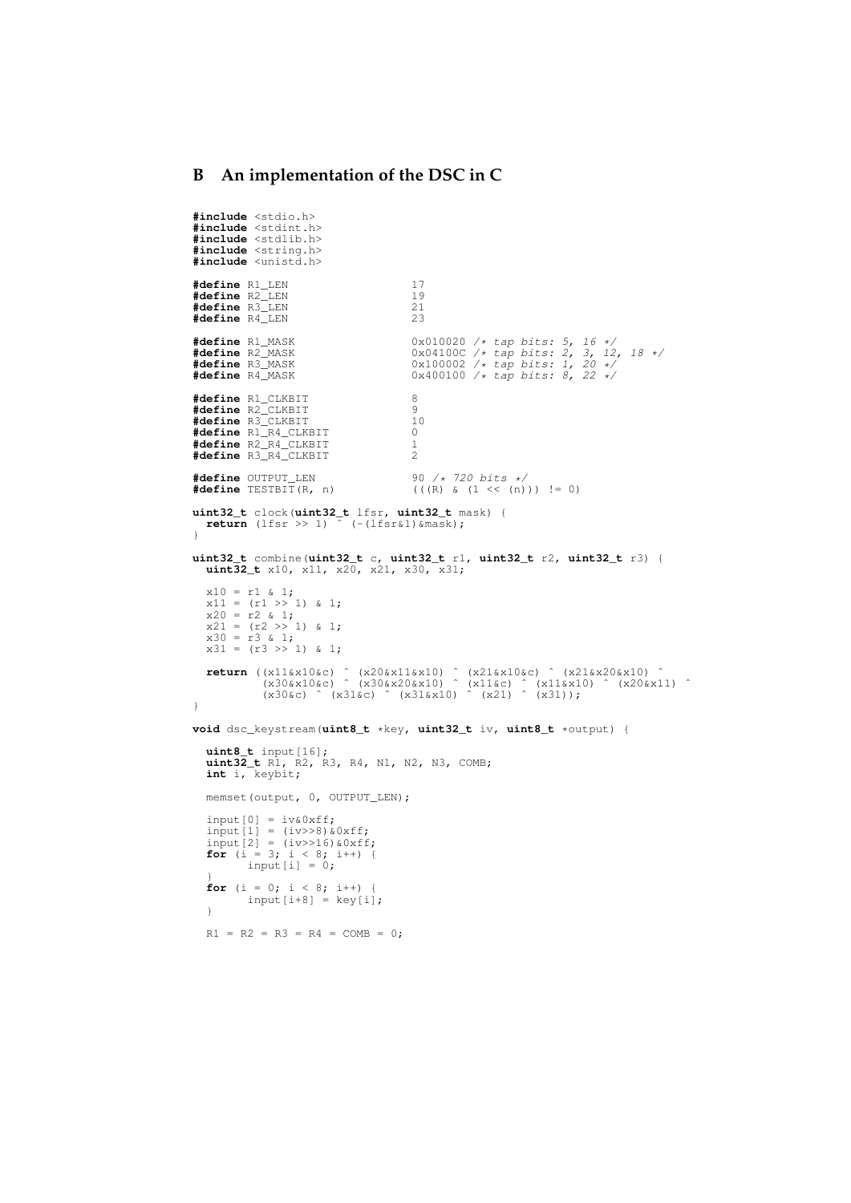## B An implementation of the DSC in C

```c
#include <stdio.h>
#include <stdint.h>
#include <stdlib.h>
#include <string.h>
#include <unistd.h>

#define R1_LEN                  17
#define R2_LEN                  19
#define R3_LEN                  21
#define R4_LEN                  23

#define R1_MASK                 0x010020 /* tap bits: 5, 16 */
#define R2_MASK                 0x04100C /* tap bits: 2, 3, 12, 18 */
#define R3_MASK                 0x100002 /* tap bits: 1, 20 */
#define R4_MASK                 0x400100 /* tap bits: 8, 22 */

#define R1_CLKBIT               8
#define R2_CLKBIT               9
#define R3_CLKBIT               10
#define R1_R4_CLKBIT            0
#define R2_R4_CLKBIT            1
#define R3_R4_CLKBIT            2

#define OUTPUT_LEN              90 /* 720 bits */
#define TESTBIT(R, n)           (((R) & (1 << (n))) != 0)

uint32_t clock(uint32_t lfsr, uint32_t mask) {
  return (lfsr >> 1) ^ (-(lfsr&1)&mask);
}

uint32_t combine(uint32_t c, uint32_t r1, uint32_t r2, uint32_t r3) {
  uint32_t x10, x11, x20, x21, x30, x31;

  x10 = r1 & 1;
  x11 = (r1 >> 1) & 1;
  x20 = r2 & 1;
  x21 = (r2 >> 1) & 1;
  x30 = r3 & 1;
  x31 = (r3 >> 1) & 1;

  return ((x11&x10&c) ^ (x20&x11&x10) ^ (x21&x10&c) ^ (x21&x20&x10) ^
          (x30&x10&c) ^ (x30&x20&x10) ^ (x11&c) ^ (x11&x10) ^ (x20&x11) ^
          (x30&c) ^ (x31&c) ^ (x31&x10) ^ (x21) ^ (x31));
}

void dsc_keystream(uint8_t *key, uint32_t iv, uint8_t *output) {

  uint8_t input[16];
  uint32_t R1, R2, R3, R4, N1, N2, N3, COMB;
  int i, keybit;

  memset(output, 0, OUTPUT_LEN);

  input[0] = iv&0xff;
  input[1] = (iv>>8)&0xff;
  input[2] = (iv>>16)&0xff;
  for (i = 3; i < 8; i++) {
        input[i] = 0;
  }
  for (i = 0; i < 8; i++) {
        input[i+8] = key[i];
  }

  R1 = R2 = R3 = R4 = COMB = 0;
```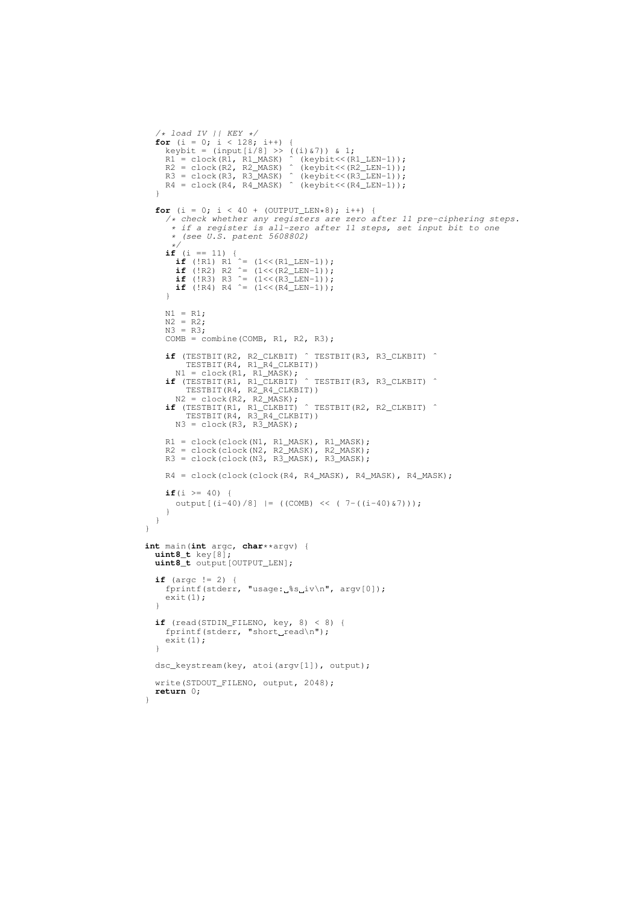```
  /* load IV || KEY */
  for (i = 0; i < 128; i++) {
    keybit = (input[i/8] >> ((i)&7)) & 1;
    R1 = clock(R1, R1_MASK) ^ (keybit<<(R1_LEN-1));
    R2 = clock(R2, R2_MASK) ^ (keybit<<(R2_LEN-1));
    R3 = clock(R3, R3_MASK) ^ (keybit<<(R3_LEN-1));
    R4 = clock(R4, R4_MASK) ^ (keybit<<(R4_LEN-1));
  }

  for (i = 0; i < 40 + (OUTPUT_LEN*8); i++) {
    /* check whether any registers are zero after 11 pre-ciphering steps.
     * if a register is all-zero after 11 steps, set input bit to one
     * (see U.S. patent 5608802)
     */
    if (i == 11) {
      if (!R1) R1 ^= (1<<(R1_LEN-1));
      if (!R2) R2 ^= (1<<(R2_LEN-1));
      if (!R3) R3 ^= (1<<(R3_LEN-1));
      if (!R4) R4 ^= (1<<(R4_LEN-1));
    }

    N1 = R1;
    N2 = R2;
    N3 = R3;
    COMB = combine(COMB, R1, R2, R3);

    if (TESTBIT(R2, R2_CLKBIT) ^ TESTBIT(R3, R3_CLKBIT) ^
        TESTBIT(R4, R1_R4_CLKBIT))
      N1 = clock(R1, R1_MASK);
    if (TESTBIT(R1, R1_CLKBIT) ^ TESTBIT(R3, R3_CLKBIT) ^
        TESTBIT(R4, R2_R4_CLKBIT))
      N2 = clock(R2, R2_MASK);
    if (TESTBIT(R1, R1_CLKBIT) ^ TESTBIT(R2, R2_CLKBIT) ^
        TESTBIT(R4, R3_R4_CLKBIT))
      N3 = clock(R3, R3_MASK);

    R1 = clock(clock(N1, R1_MASK), R1_MASK);
    R2 = clock(clock(N2, R2_MASK), R2_MASK);
    R3 = clock(clock(N3, R3_MASK), R3_MASK);

    R4 = clock(clock(clock(R4, R4_MASK), R4_MASK), R4_MASK);

    if(i >= 40) {
      output[(i-40)/8] |= ((COMB) << ( 7-((i-40)&7)));
    }
  }
}

int main(int argc, char**argv) {
  uint8_t key[8];
  uint8_t output[OUTPUT_LEN];

  if (argc != 2) {
    fprintf(stderr, "usage: %s iv\n", argv[0]);
    exit(1);
  }

  if (read(STDIN_FILENO, key, 8) < 8) {
    fprintf(stderr, "short read\n");
    exit(1);
  }

  dsc_keystream(key, atoi(argv[1]), output);

  write(STDOUT_FILENO, output, 2048);
  return 0;
}
```